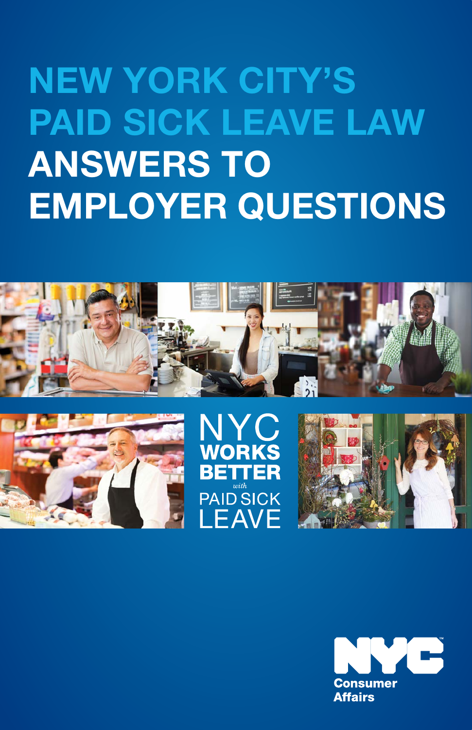# NEW YORK CITY'S PAID SICK LEAVE LAW

# ANSWERS TO EMPLOYER QUESTIONS

NYC WORKS BETTER *with* PAID SICK LEAVE

NYC Consumer Affairs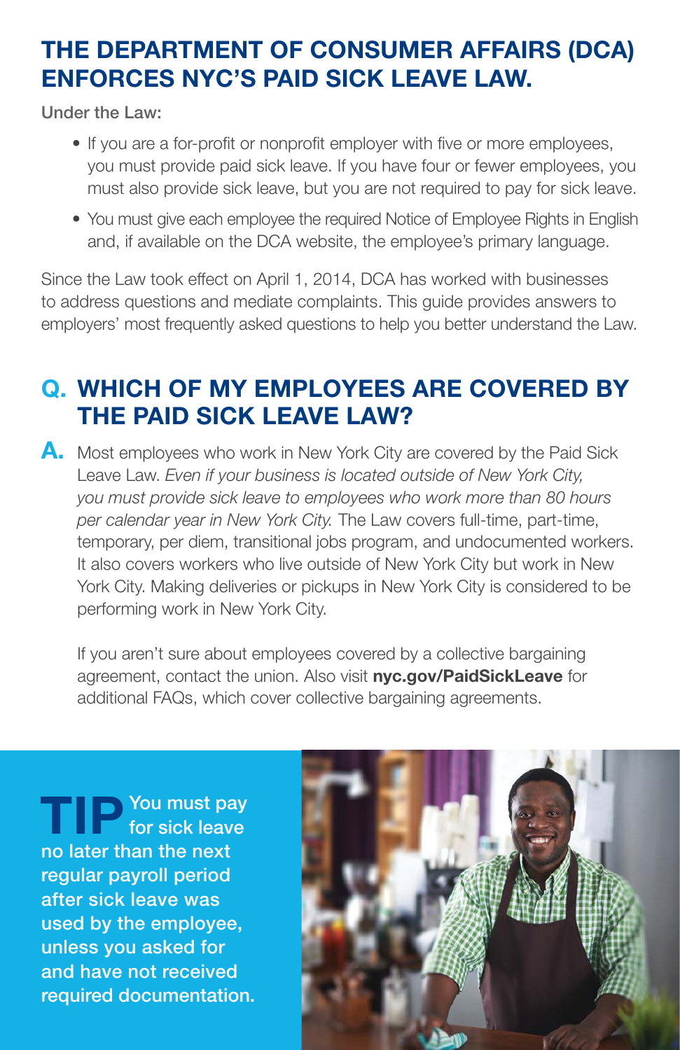## THE DEPARTMENT OF CONSUMER AFFAIRS (DCA) ENFORCES NYC'S PAID SICK LEAVE LAW.

Under the Law:

- If you are a for-profit or nonprofit employer with five or more employees, you must provide paid sick leave. If you have four or fewer employees, you must also provide sick leave, but you are not required to pay for sick leave.
- You must give each employee the required Notice of Employee Rights in English and, if available on the DCA website, the employee's primary language.

Since the Law took effect on April 1, 2014, DCA has worked with businesses to address questions and mediate complaints. This guide provides answers to employers' most frequently asked questions to help you better understand the Law.

## Q. WHICH OF MY EMPLOYEES ARE COVERED BY THE PAID SICK LEAVE LAW?

**A.** Most employees who work in New York City are covered by the Paid Sick Leave Law. *Even if your business is located outside of New York City, you must provide sick leave to employees who work more than 80 hours per calendar year in New York City.* The Law covers full-time, part-time, temporary, per diem, transitional jobs program, and undocumented workers. It also covers workers who live outside of New York City but work in New York City. Making deliveries or pickups in New York City is considered to be performing work in New York City.

If you aren't sure about employees covered by a collective bargaining agreement, contact the union. Also visit **nyc.gov/PaidSickLeave** for additional FAQs, which cover collective bargaining agreements.

**TIP** You must pay for sick leave no later than the next regular payroll period after sick leave was used by the employee, unless you asked for and have not received required documentation.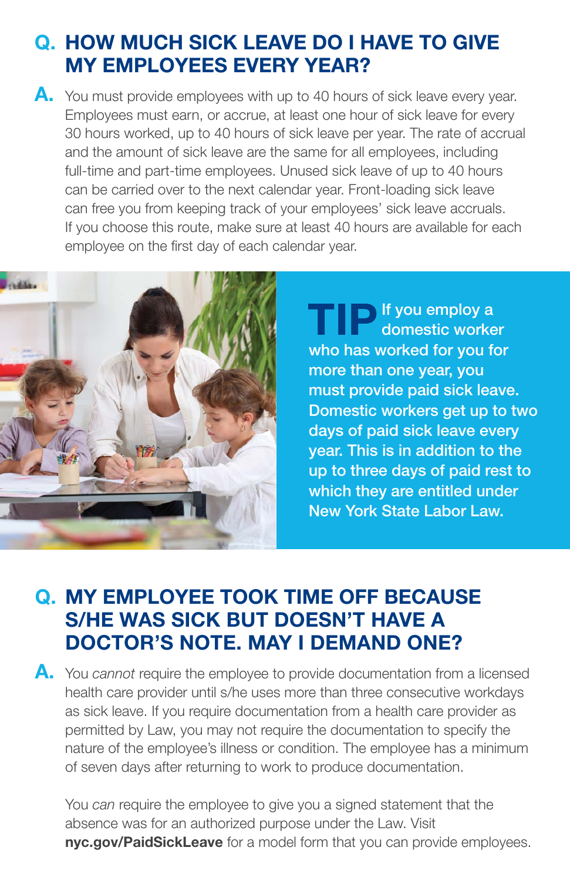## Q. HOW MUCH SICK LEAVE DO I HAVE TO GIVE MY EMPLOYEES EVERY YEAR?

**A.** You must provide employees with up to 40 hours of sick leave every year. Employees must earn, or accrue, at least one hour of sick leave for every 30 hours worked, up to 40 hours of sick leave per year. The rate of accrual and the amount of sick leave are the same for all employees, including full-time and part-time employees. Unused sick leave of up to 40 hours can be carried over to the next calendar year. Front-loading sick leave can free you from keeping track of your employees' sick leave accruals. If you choose this route, make sure at least 40 hours are available for each employee on the first day of each calendar year.

**TIP** If you employ a domestic worker who has worked for you for more than one year, you must provide paid sick leave. Domestic workers get up to two days of paid sick leave every year. This is in addition to the up to three days of paid rest to which they are entitled under New York State Labor Law.

## Q. MY EMPLOYEE TOOK TIME OFF BECAUSE S/HE WAS SICK BUT DOESN'T HAVE A DOCTOR'S NOTE. MAY I DEMAND ONE?

**A.** You *cannot* require the employee to provide documentation from a licensed health care provider until s/he uses more than three consecutive workdays as sick leave. If you require documentation from a health care provider as permitted by Law, you may not require the documentation to specify the nature of the employee's illness or condition. The employee has a minimum of seven days after returning to work to produce documentation.

You *can* require the employee to give you a signed statement that the absence was for an authorized purpose under the Law. Visit **nyc.gov/PaidSickLeave** for a model form that you can provide employees.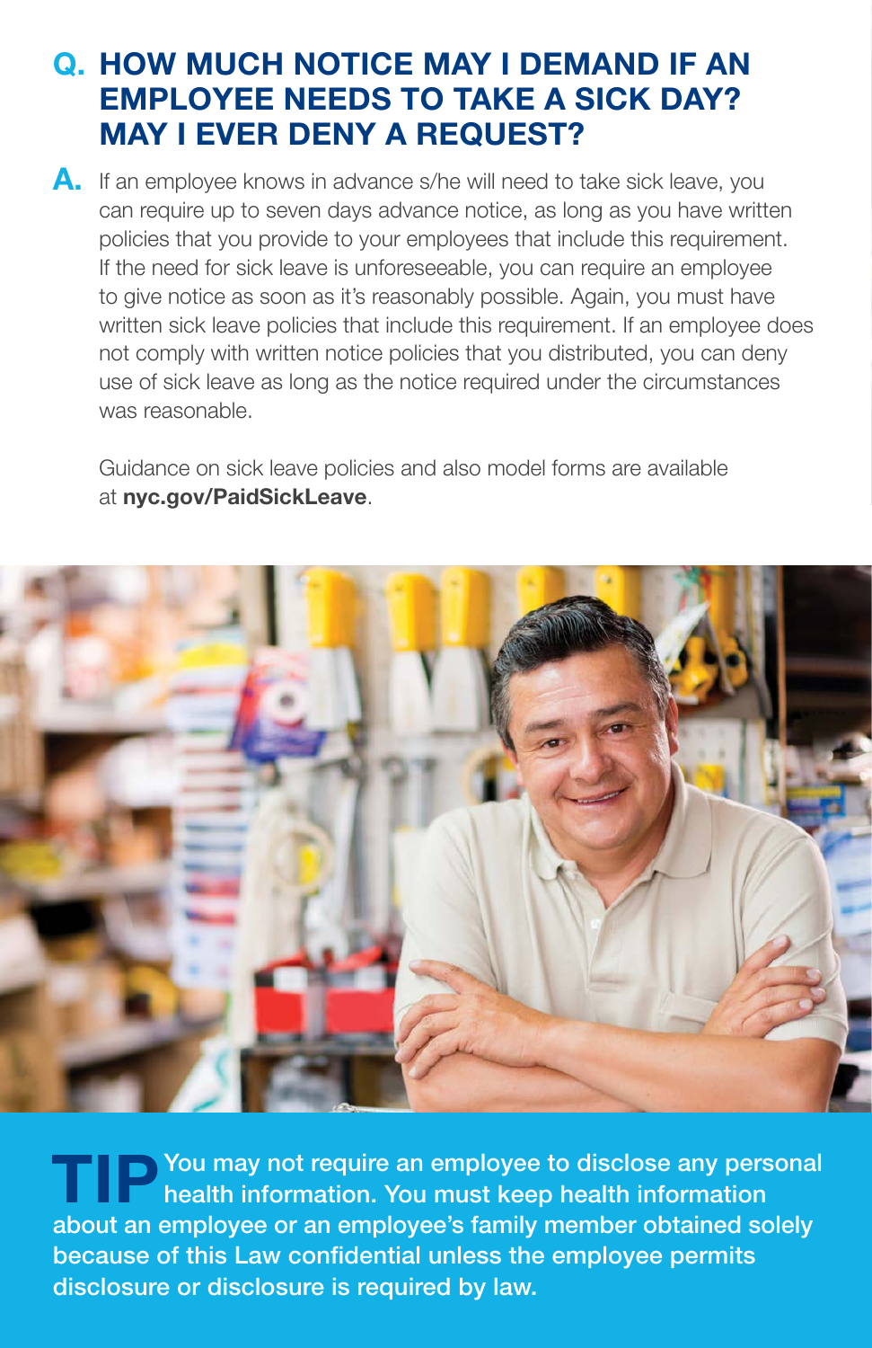## Q. HOW MUCH NOTICE MAY I DEMAND IF AN EMPLOYEE NEEDS TO TAKE A SICK DAY? MAY I EVER DENY A REQUEST?

**A.** If an employee knows in advance s/he will need to take sick leave, you can require up to seven days advance notice, as long as you have written policies that you provide to your employees that include this requirement. If the need for sick leave is unforeseeable, you can require an employee to give notice as soon as it's reasonably possible. Again, you must have written sick leave policies that include this requirement. If an employee does not comply with written notice policies that you distributed, you can deny use of sick leave as long as the notice required under the circumstances was reasonable.

Guidance on sick leave policies and also model forms are available at **nyc.gov/PaidSickLeave**.

**TIP** You may not require an employee to disclose any personal health information. You must keep health information about an employee or an employee's family member obtained solely because of this Law confidential unless the employee permits disclosure or disclosure is required by law.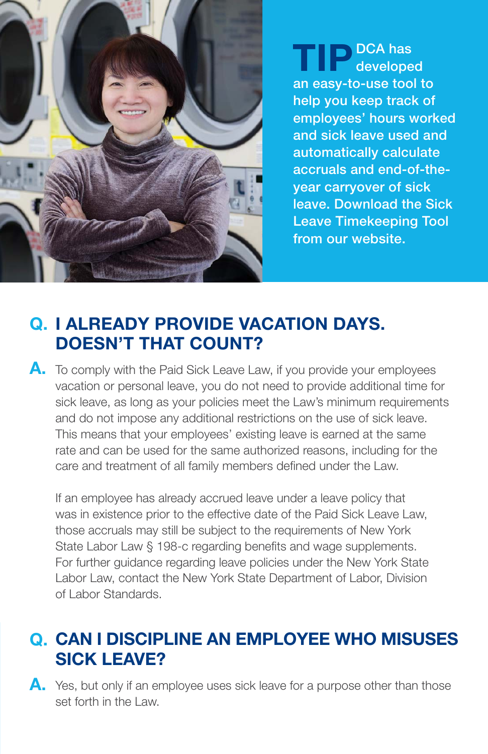**TIP** DCA has developed an easy-to-use tool to help you keep track of employees' hours worked and sick leave used and automatically calculate accruals and end-of-the-year carryover of sick leave. Download the Sick Leave Timekeeping Tool from our website.

## Q. I ALREADY PROVIDE VACATION DAYS. DOESN'T THAT COUNT?

**A.** To comply with the Paid Sick Leave Law, if you provide your employees vacation or personal leave, you do not need to provide additional time for sick leave, as long as your policies meet the Law's minimum requirements and do not impose any additional restrictions on the use of sick leave. This means that your employees' existing leave is earned at the same rate and can be used for the same authorized reasons, including for the care and treatment of all family members defined under the Law.

If an employee has already accrued leave under a leave policy that was in existence prior to the effective date of the Paid Sick Leave Law, those accruals may still be subject to the requirements of New York State Labor Law § 198-c regarding benefits and wage supplements. For further guidance regarding leave policies under the New York State Labor Law, contact the New York State Department of Labor, Division of Labor Standards.

## Q. CAN I DISCIPLINE AN EMPLOYEE WHO MISUSES SICK LEAVE?

**A.** Yes, but only if an employee uses sick leave for a purpose other than those set forth in the Law.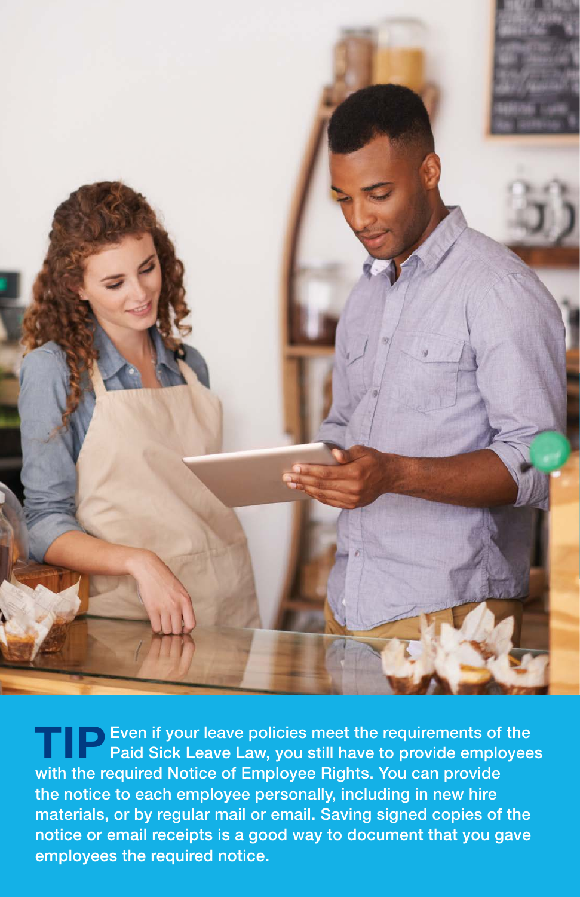**TIP** Even if your leave policies meet the requirements of the Paid Sick Leave Law, you still have to provide employees with the required Notice of Employee Rights. You can provide the notice to each employee personally, including in new hire materials, or by regular mail or email. Saving signed copies of the notice or email receipts is a good way to document that you gave employees the required notice.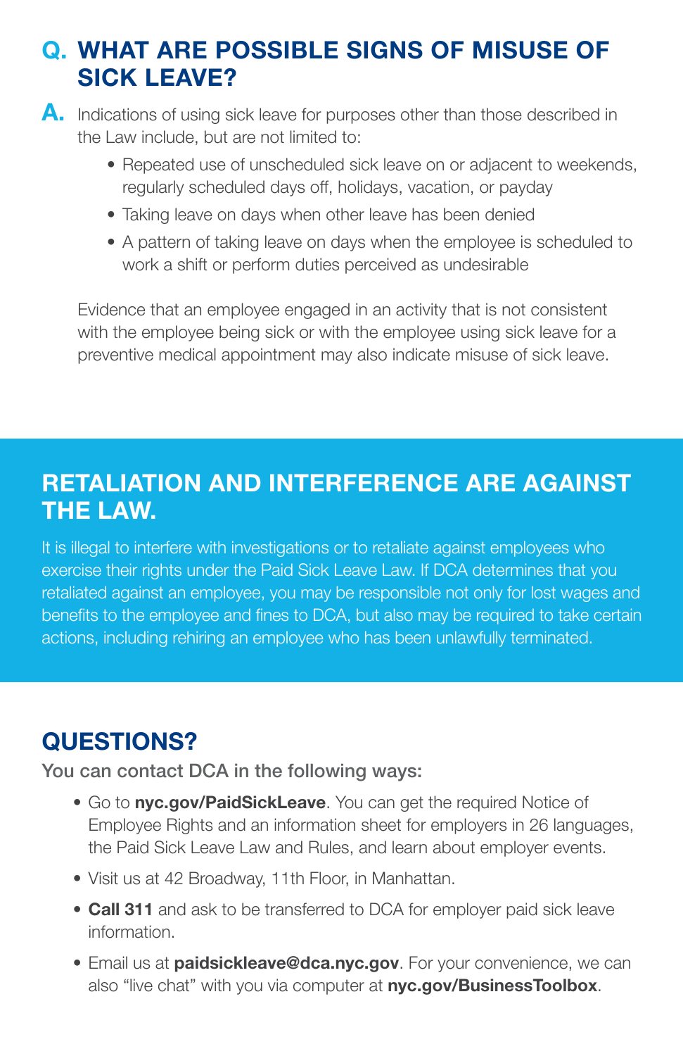## Q. WHAT ARE POSSIBLE SIGNS OF MISUSE OF SICK LEAVE?

**A.** Indications of using sick leave for purposes other than those described in the Law include, but are not limited to:

- Repeated use of unscheduled sick leave on or adjacent to weekends, regularly scheduled days off, holidays, vacation, or payday
- Taking leave on days when other leave has been denied
- A pattern of taking leave on days when the employee is scheduled to work a shift or perform duties perceived as undesirable

Evidence that an employee engaged in an activity that is not consistent with the employee being sick or with the employee using sick leave for a preventive medical appointment may also indicate misuse of sick leave.

## RETALIATION AND INTERFERENCE ARE AGAINST THE LAW.

It is illegal to interfere with investigations or to retaliate against employees who exercise their rights under the Paid Sick Leave Law. If DCA determines that you retaliated against an employee, you may be responsible not only for lost wages and benefits to the employee and fines to DCA, but also may be required to take certain actions, including rehiring an employee who has been unlawfully terminated.

## QUESTIONS?

**You can contact DCA in the following ways:**

- Go to **nyc.gov/PaidSickLeave**. You can get the required Notice of Employee Rights and an information sheet for employers in 26 languages, the Paid Sick Leave Law and Rules, and learn about employer events.
- Visit us at 42 Broadway, 11th Floor, in Manhattan.
- **Call 311** and ask to be transferred to DCA for employer paid sick leave information.
- Email us at **paidsickleave@dca.nyc.gov**. For your convenience, we can also "live chat" with you via computer at **nyc.gov/BusinessToolbox**.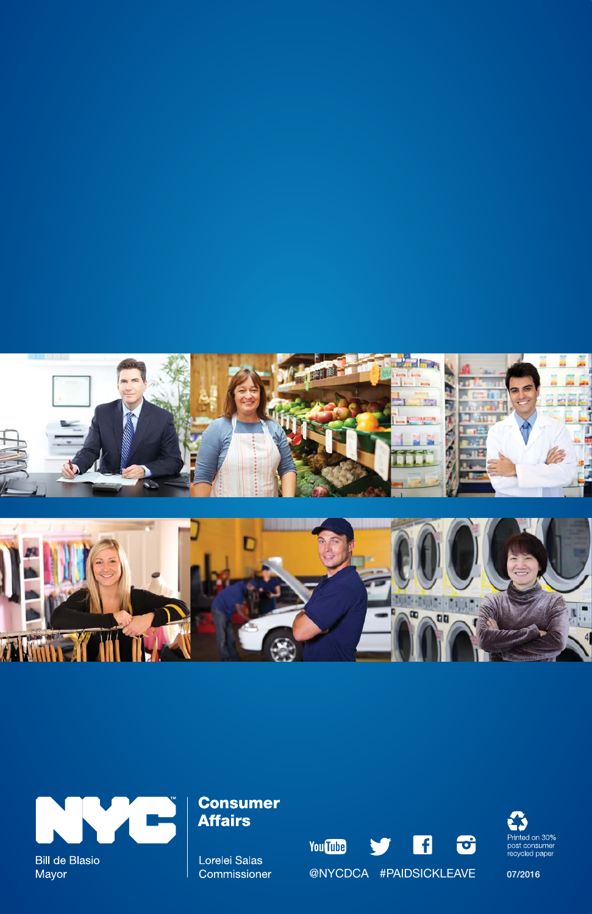NYC

Bill de Blasio
Mayor

**Consumer Affairs**

Lorelei Salas
Commissioner

@NYCDCA #PAIDSICKLEAVE

Printed on 30% post consumer recycled paper

07/2016